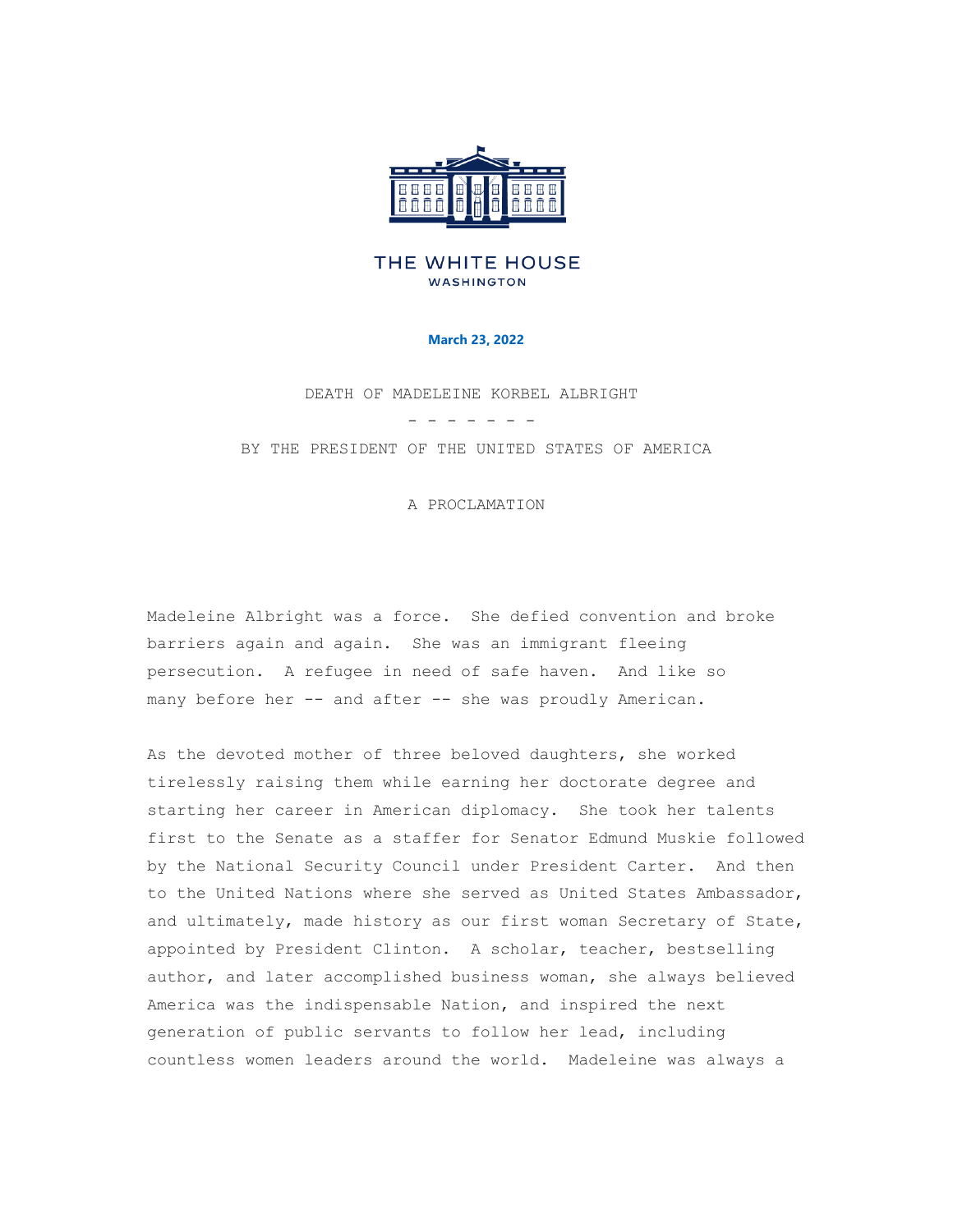THE WHITE HOUSE
WASHINGTON

**March 23, 2022**

DEATH OF MADELEINE KORBEL ALBRIGHT

\- - - - - - -

BY THE PRESIDENT OF THE UNITED STATES OF AMERICA

A PROCLAMATION

Madeleine Albright was a force. She defied convention and broke barriers again and again. She was an immigrant fleeing persecution. A refugee in need of safe haven. And like so many before her -- and after -- she was proudly American.

As the devoted mother of three beloved daughters, she worked tirelessly raising them while earning her doctorate degree and starting her career in American diplomacy. She took her talents first to the Senate as a staffer for Senator Edmund Muskie followed by the National Security Council under President Carter. And then to the United Nations where she served as United States Ambassador, and ultimately, made history as our first woman Secretary of State, appointed by President Clinton. A scholar, teacher, bestselling author, and later accomplished business woman, she always believed America was the indispensable Nation, and inspired the next generation of public servants to follow her lead, including countless women leaders around the world. Madeleine was always a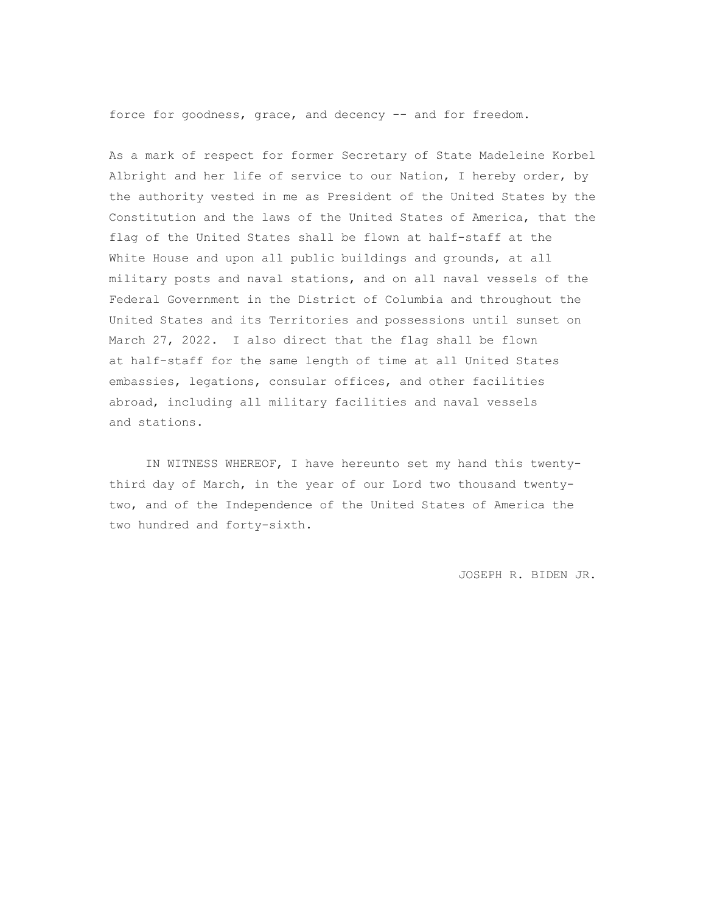force for goodness, grace, and decency -- and for freedom.

As a mark of respect for former Secretary of State Madeleine Korbel Albright and her life of service to our Nation, I hereby order, by the authority vested in me as President of the United States by the Constitution and the laws of the United States of America, that the flag of the United States shall be flown at half-staff at the White House and upon all public buildings and grounds, at all military posts and naval stations, and on all naval vessels of the Federal Government in the District of Columbia and throughout the United States and its Territories and possessions until sunset on March 27, 2022. I also direct that the flag shall be flown at half-staff for the same length of time at all United States embassies, legations, consular offices, and other facilities abroad, including all military facilities and naval vessels and stations.

IN WITNESS WHEREOF, I have hereunto set my hand this twenty-third day of March, in the year of our Lord two thousand twenty-two, and of the Independence of the United States of America the two hundred and forty-sixth.

JOSEPH R. BIDEN JR.